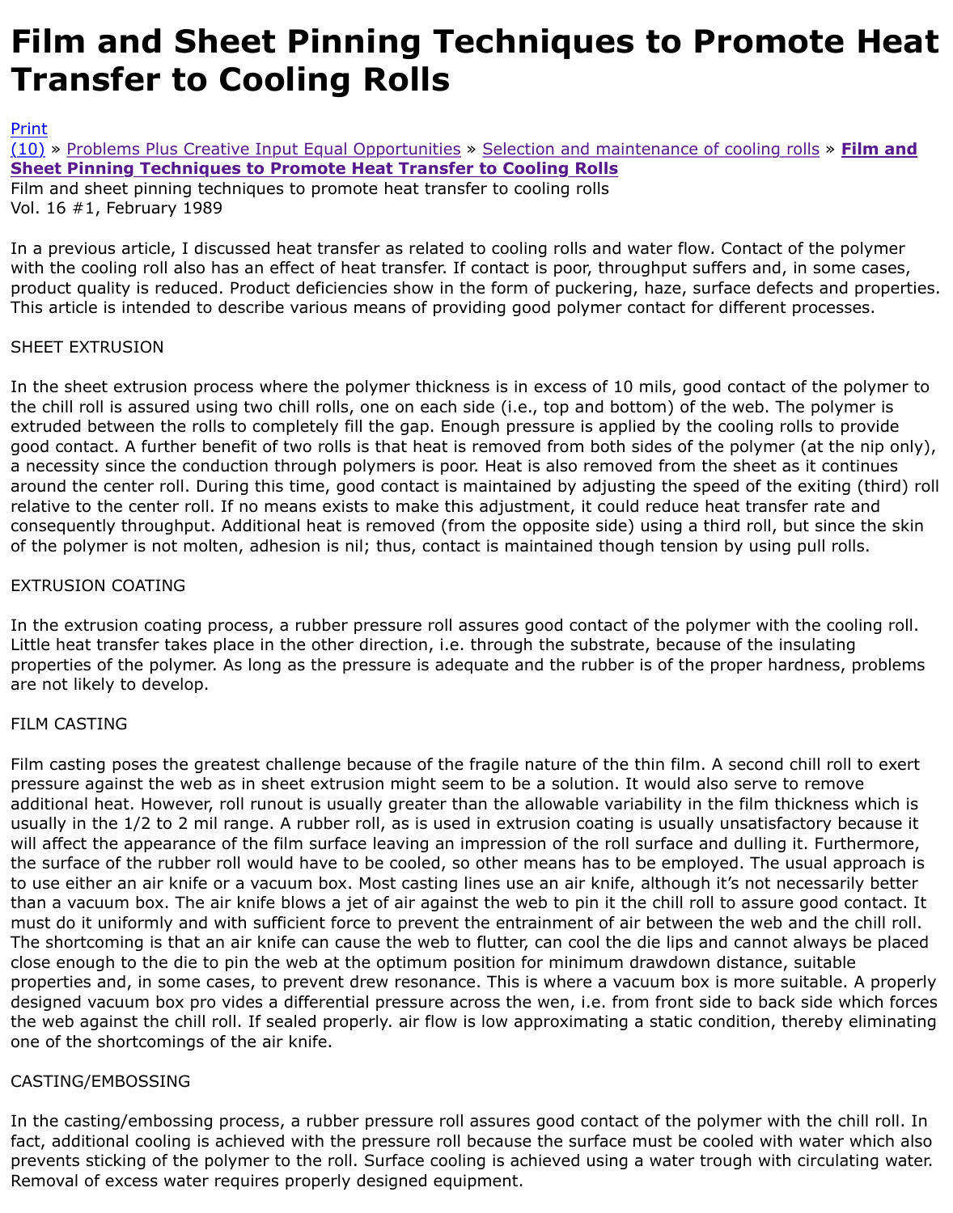# Film and Sheet Pinning Techniques to Promote Heat Transfer to Cooling Rolls

Print
(10) » Problems Plus Creative Input Equal Opportunities » Selection and maintenance of cooling rolls » **Film and Sheet Pinning Techniques to Promote Heat Transfer to Cooling Rolls**

Film and sheet pinning techniques to promote heat transfer to cooling rolls
Vol. 16 #1, February 1989

In a previous article, I discussed heat transfer as related to cooling rolls and water flow. Contact of the polymer with the cooling roll also has an effect of heat transfer. If contact is poor, throughput suffers and, in some cases, product quality is reduced. Product deficiencies show in the form of puckering, haze, surface defects and properties. This article is intended to describe various means of providing good polymer contact for different processes.

SHEET EXTRUSION

In the sheet extrusion process where the polymer thickness is in excess of 10 mils, good contact of the polymer to the chill roll is assured using two chill rolls, one on each side (i.e., top and bottom) of the web. The polymer is extruded between the rolls to completely fill the gap. Enough pressure is applied by the cooling rolls to provide good contact. A further benefit of two rolls is that heat is removed from both sides of the polymer (at the nip only), a necessity since the conduction through polymers is poor. Heat is also removed from the sheet as it continues around the center roll. During this time, good contact is maintained by adjusting the speed of the exiting (third) roll relative to the center roll. If no means exists to make this adjustment, it could reduce heat transfer rate and consequently throughput. Additional heat is removed (from the opposite side) using a third roll, but since the skin of the polymer is not molten, adhesion is nil; thus, contact is maintained though tension by using pull rolls.

EXTRUSION COATING

In the extrusion coating process, a rubber pressure roll assures good contact of the polymer with the cooling roll. Little heat transfer takes place in the other direction, i.e. through the substrate, because of the insulating properties of the polymer. As long as the pressure is adequate and the rubber is of the proper hardness, problems are not likely to develop.

FILM CASTING

Film casting poses the greatest challenge because of the fragile nature of the thin film. A second chill roll to exert pressure against the web as in sheet extrusion might seem to be a solution. It would also serve to remove additional heat. However, roll runout is usually greater than the allowable variability in the film thickness which is usually in the 1/2 to 2 mil range. A rubber roll, as is used in extrusion coating is usually unsatisfactory because it will affect the appearance of the film surface leaving an impression of the roll surface and dulling it. Furthermore, the surface of the rubber roll would have to be cooled, so other means has to be employed. The usual approach is to use either an air knife or a vacuum box. Most casting lines use an air knife, although it's not necessarily better than a vacuum box. The air knife blows a jet of air against the web to pin it the chill roll to assure good contact. It must do it uniformly and with sufficient force to prevent the entrainment of air between the web and the chill roll. The shortcoming is that an air knife can cause the web to flutter, can cool the die lips and cannot always be placed close enough to the die to pin the web at the optimum position for minimum drawdown distance, suitable properties and, in some cases, to prevent drew resonance. This is where a vacuum box is more suitable. A properly designed vacuum box pro vides a differential pressure across the wen, i.e. from front side to back side which forces the web against the chill roll. If sealed properly. air flow is low approximating a static condition, thereby eliminating one of the shortcomings of the air knife.

CASTING/EMBOSSING

In the casting/embossing process, a rubber pressure roll assures good contact of the polymer with the chill roll. In fact, additional cooling is achieved with the pressure roll because the surface must be cooled with water which also prevents sticking of the polymer to the roll. Surface cooling is achieved using a water trough with circulating water. Removal of excess water requires properly designed equipment.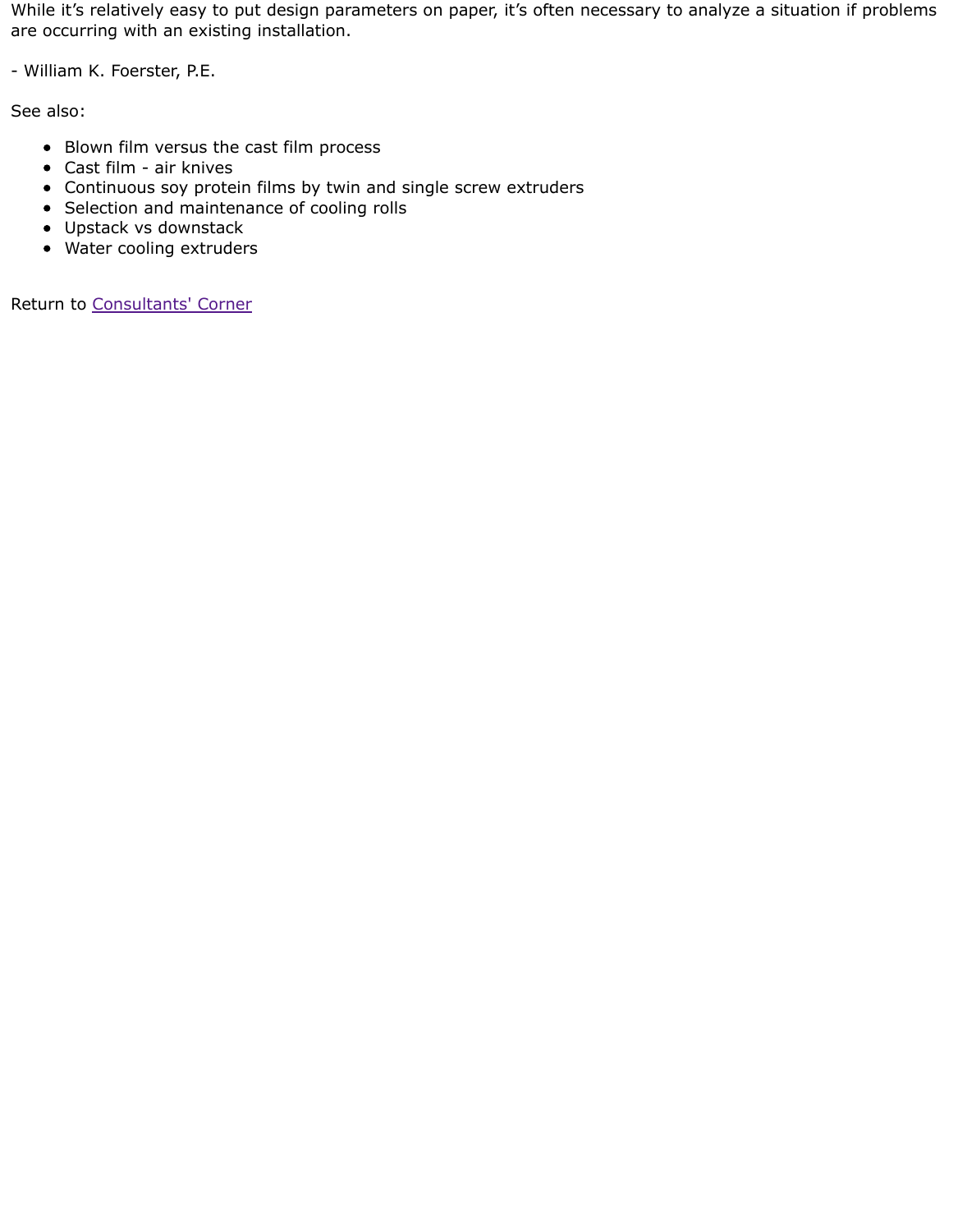While it’s relatively easy to put design parameters on paper, it’s often necessary to analyze a situation if problems are occurring with an existing installation.

- William K. Foerster, P.E.

See also:

- Blown film versus the cast film process
- Cast film - air knives
- Continuous soy protein films by twin and single screw extruders
- Selection and maintenance of cooling rolls
- Upstack vs downstack
- Water cooling extruders

Return to Consultants' Corner